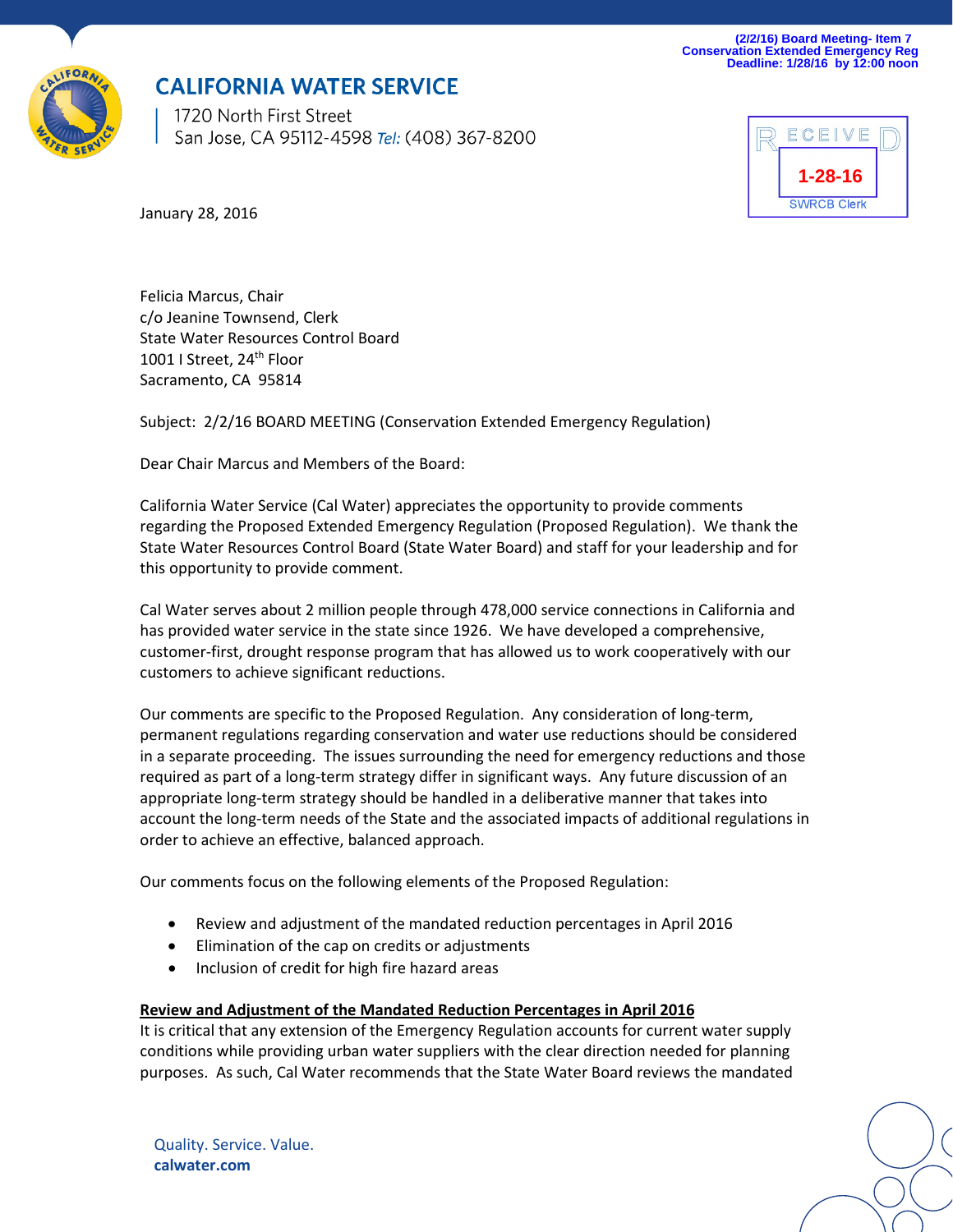(2/2/16) Board Meeting- Item 7
Conservation Extended Emergency Reg
Deadline: 1/28/16 by 12:00 noon

**CALIFORNIA WATER SERVICE**

1720 North First Street
San Jose, CA 95112-4598 Tel: (408) 367-8200

RECEIVED
1-28-16
SWRCB Clerk

January 28, 2016

Felicia Marcus, Chair
c/o Jeanine Townsend, Clerk
State Water Resources Control Board
1001 I Street, 24th Floor
Sacramento, CA 95814

Subject: 2/2/16 BOARD MEETING (Conservation Extended Emergency Regulation)

Dear Chair Marcus and Members of the Board:

California Water Service (Cal Water) appreciates the opportunity to provide comments regarding the Proposed Extended Emergency Regulation (Proposed Regulation). We thank the State Water Resources Control Board (State Water Board) and staff for your leadership and for this opportunity to provide comment.

Cal Water serves about 2 million people through 478,000 service connections in California and has provided water service in the state since 1926. We have developed a comprehensive, customer-first, drought response program that has allowed us to work cooperatively with our customers to achieve significant reductions.

Our comments are specific to the Proposed Regulation. Any consideration of long-term, permanent regulations regarding conservation and water use reductions should be considered in a separate proceeding. The issues surrounding the need for emergency reductions and those required as part of a long-term strategy differ in significant ways. Any future discussion of an appropriate long-term strategy should be handled in a deliberative manner that takes into account the long-term needs of the State and the associated impacts of additional regulations in order to achieve an effective, balanced approach.

Our comments focus on the following elements of the Proposed Regulation:

- Review and adjustment of the mandated reduction percentages in April 2016
- Elimination of the cap on credits or adjustments
- Inclusion of credit for high fire hazard areas

**Review and Adjustment of the Mandated Reduction Percentages in April 2016**

It is critical that any extension of the Emergency Regulation accounts for current water supply conditions while providing urban water suppliers with the clear direction needed for planning purposes. As such, Cal Water recommends that the State Water Board reviews the mandated

Quality. Service. Value.
**calwater.com**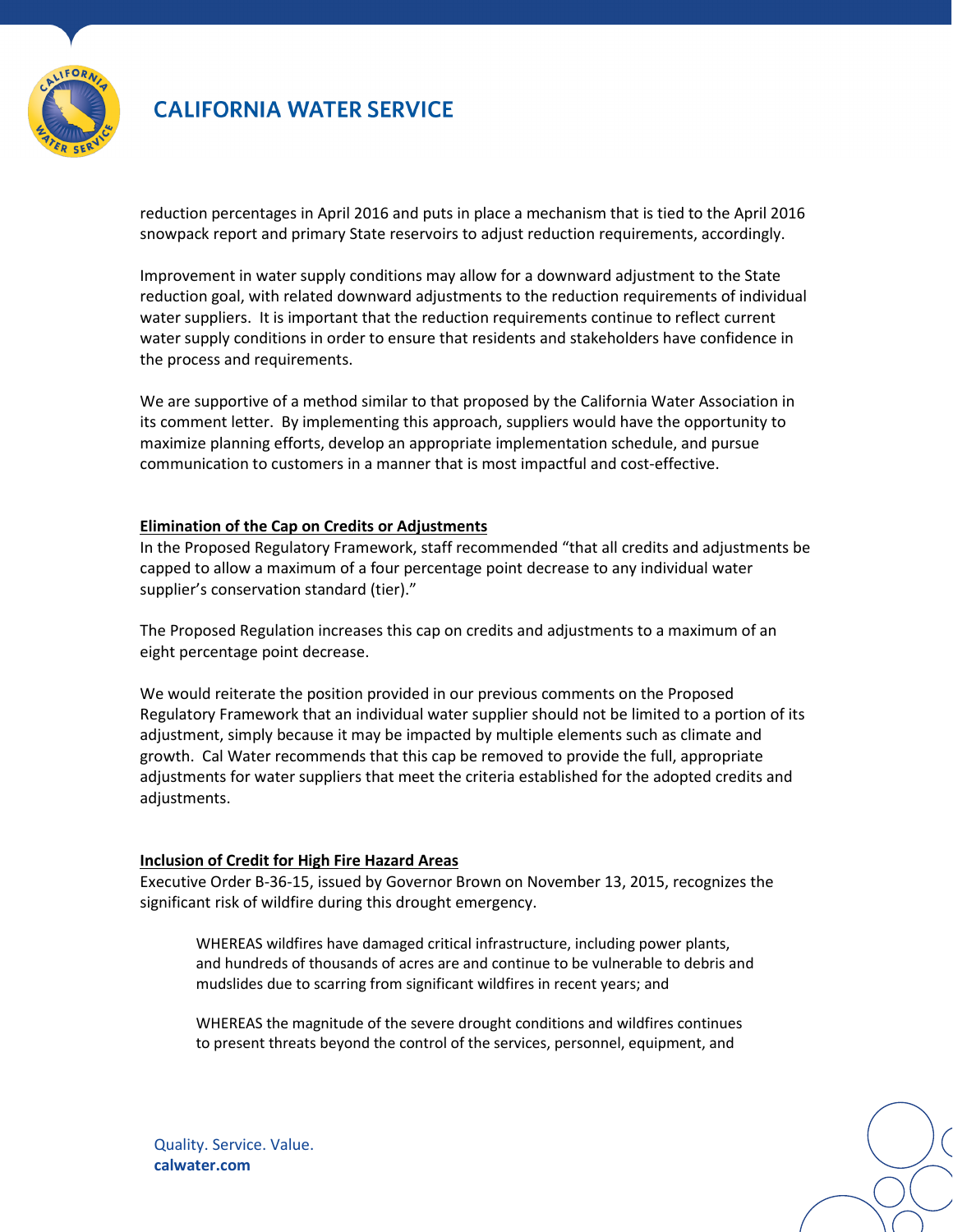reduction percentages in April 2016 and puts in place a mechanism that is tied to the April 2016 snowpack report and primary State reservoirs to adjust reduction requirements, accordingly.

Improvement in water supply conditions may allow for a downward adjustment to the State reduction goal, with related downward adjustments to the reduction requirements of individual water suppliers. It is important that the reduction requirements continue to reflect current water supply conditions in order to ensure that residents and stakeholders have confidence in the process and requirements.

We are supportive of a method similar to that proposed by the California Water Association in its comment letter. By implementing this approach, suppliers would have the opportunity to maximize planning efforts, develop an appropriate implementation schedule, and pursue communication to customers in a manner that is most impactful and cost-effective.

**Elimination of the Cap on Credits or Adjustments**

In the Proposed Regulatory Framework, staff recommended "that all credits and adjustments be capped to allow a maximum of a four percentage point decrease to any individual water supplier's conservation standard (tier)."

The Proposed Regulation increases this cap on credits and adjustments to a maximum of an eight percentage point decrease.

We would reiterate the position provided in our previous comments on the Proposed Regulatory Framework that an individual water supplier should not be limited to a portion of its adjustment, simply because it may be impacted by multiple elements such as climate and growth. Cal Water recommends that this cap be removed to provide the full, appropriate adjustments for water suppliers that meet the criteria established for the adopted credits and adjustments.

**Inclusion of Credit for High Fire Hazard Areas**

Executive Order B-36-15, issued by Governor Brown on November 13, 2015, recognizes the significant risk of wildfire during this drought emergency.

> WHEREAS wildfires have damaged critical infrastructure, including power plants, and hundreds of thousands of acres are and continue to be vulnerable to debris and mudslides due to scarring from significant wildfires in recent years; and
>
> WHEREAS the magnitude of the severe drought conditions and wildfires continues to present threats beyond the control of the services, personnel, equipment, and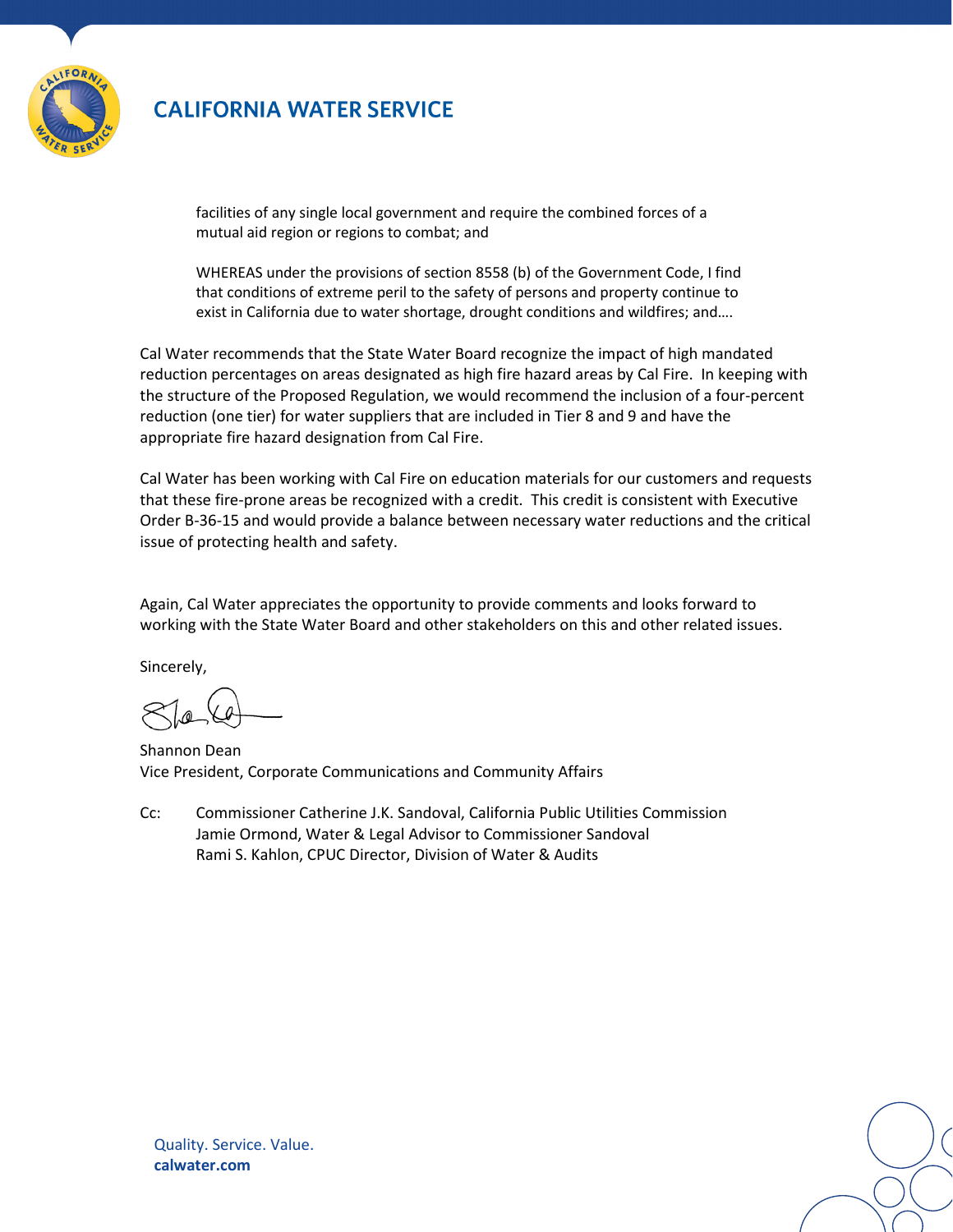> facilities of any single local government and require the combined forces of a mutual aid region or regions to combat; and
>
> WHEREAS under the provisions of section 8558 (b) of the Government Code, I find that conditions of extreme peril to the safety of persons and property continue to exist in California due to water shortage, drought conditions and wildfires; and….

Cal Water recommends that the State Water Board recognize the impact of high mandated reduction percentages on areas designated as high fire hazard areas by Cal Fire. In keeping with the structure of the Proposed Regulation, we would recommend the inclusion of a four-percent reduction (one tier) for water suppliers that are included in Tier 8 and 9 and have the appropriate fire hazard designation from Cal Fire.

Cal Water has been working with Cal Fire on education materials for our customers and requests that these fire-prone areas be recognized with a credit. This credit is consistent with Executive Order B-36-15 and would provide a balance between necessary water reductions and the critical issue of protecting health and safety.

Again, Cal Water appreciates the opportunity to provide comments and looks forward to working with the State Water Board and other stakeholders on this and other related issues.

Sincerely,

Shannon Dean
Vice President, Corporate Communications and Community Affairs

Cc: Commissioner Catherine J.K. Sandoval, California Public Utilities Commission
Jamie Ormond, Water & Legal Advisor to Commissioner Sandoval
Rami S. Kahlon, CPUC Director, Division of Water & Audits